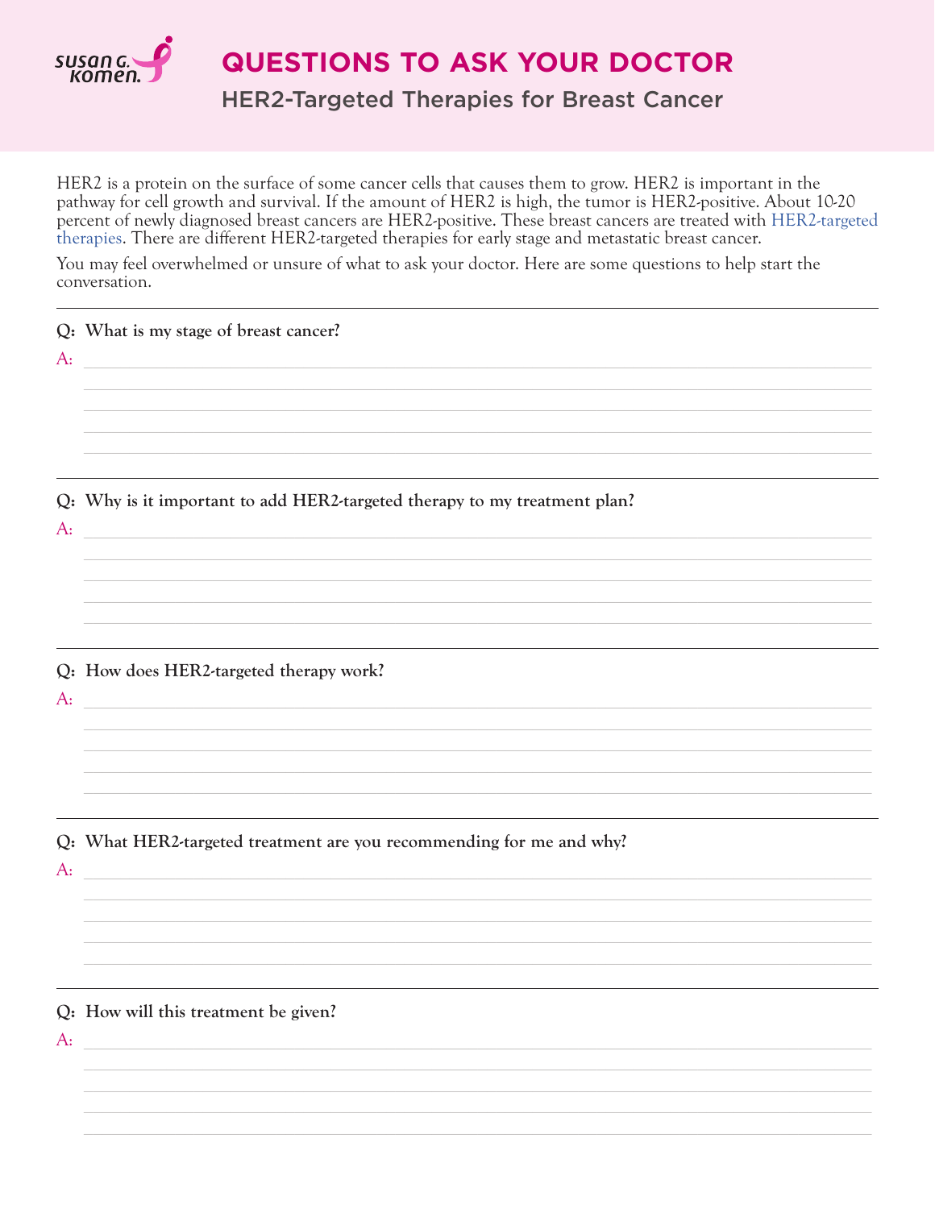# QUESTIONS TO ASK YOUR DOCTOR

## HER2-Targeted Therapies for Breast Cancer

HER2 is a protein on the surface of some cancer cells that causes them to grow. HER2 is important in the pathway for cell growth and survival. If the amount of HER2 is high, the tumor is HER2-positive. About 10-20 percent of newly diagnosed breast cancers are HER2-positive. These breast cancers are treated with HER2-targeted therapies. There are different HER2-targeted therapies for early stage and metastatic breast cancer.

You may feel overwhelmed or unsure of what to ask your doctor. Here are some questions to help start the conversation.

---

**Q: What is my stage of breast cancer?**

A:

---

**Q: Why is it important to add HER2-targeted therapy to my treatment plan?**

A:

---

**Q: How does HER2-targeted therapy work?**

A:

---

**Q: What HER2-targeted treatment are you recommending for me and why?**

A:

---

**Q: How will this treatment be given?**

A: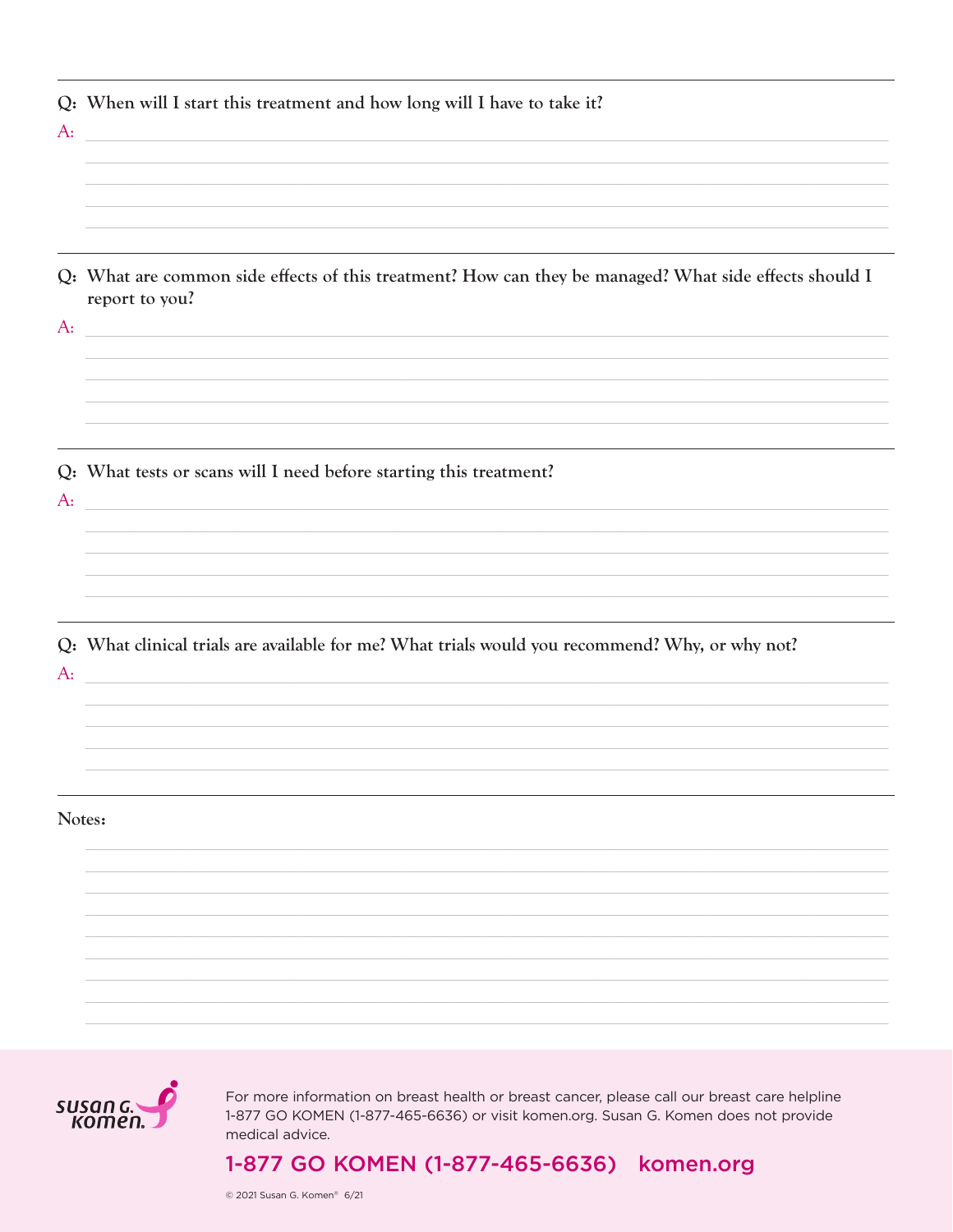**Q: When will I start this treatment and how long will I have to take it?**

A:

**Q: What are common side effects of this treatment? How can they be managed? What side effects should I report to you?**

A:

**Q: What tests or scans will I need before starting this treatment?**

A:

**Q: What clinical trials are available for me? What trials would you recommend? Why, or why not?**

A:

**Notes:**

For more information on breast health or breast cancer, please call our breast care helpline 1-877 GO KOMEN (1-877-465-6636) or visit komen.org. Susan G. Komen does not provide medical advice.

1-877 GO KOMEN (1-877-465-6636) komen.org

© 2021 Susan G. Komen® 6/21